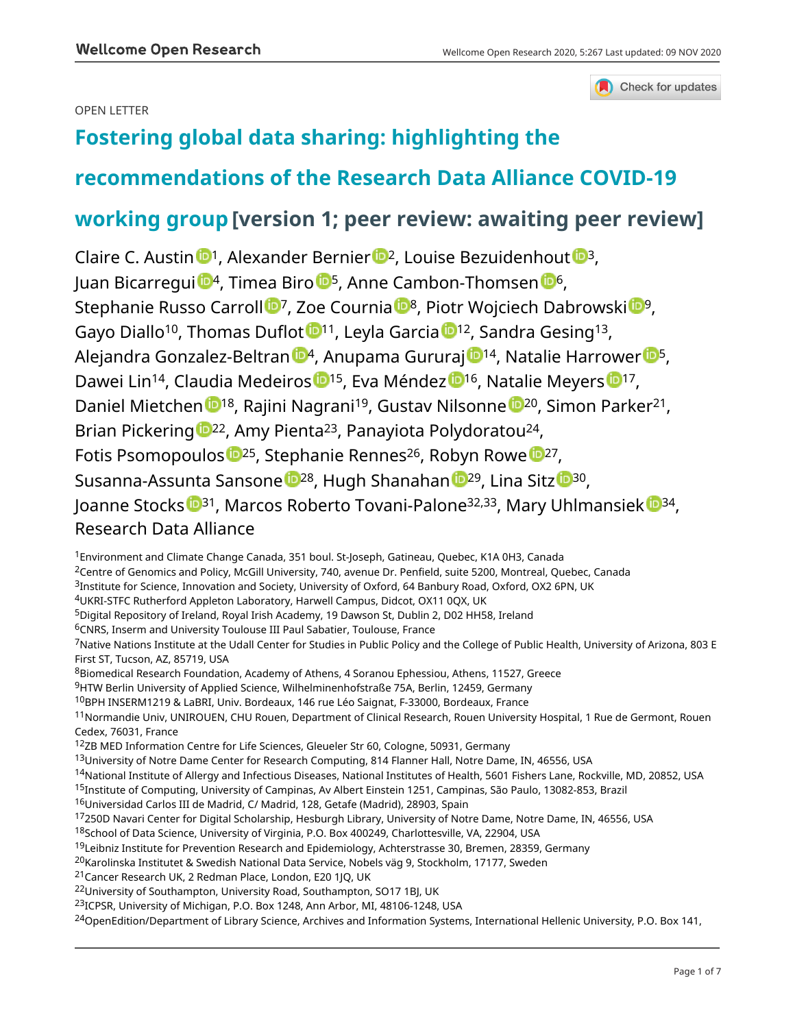OPEN LETTER

# Fostering global data sharing: highlighting the recommendations of the Research Data Alliance COVID-19 working group [version 1; peer review: awaiting peer review]

Claire C. Austin[1], Alexander Bernier[2], Louise Bezuidenhout[3], Juan Bicarregui[4], Timea Biro[5], Anne Cambon-Thomsen[6], Stephanie Russo Carroll[7], Zoe Cournia[8], Piotr Wojciech Dabrowski[9], Gayo Diallo[10], Thomas Duflot[11], Leyla Garcia[12], Sandra Gesing[13], Alejandra Gonzalez-Beltran[4], Anupama Gururaj[14], Natalie Harrower[5], Dawei Lin[14], Claudia Medeiros[15], Eva Méndez[16], Natalie Meyers[17], Daniel Mietchen[18], Rajini Nagrani[19], Gustav Nilsonne[20], Simon Parker[21], Brian Pickering[22], Amy Pienta[23], Panayiota Polydoratou[24], Fotis Psomopoulos[25], Stephanie Rennes[26], Robyn Rowe[27], Susanna-Assunta Sansone[28], Hugh Shanahan[29], Lina Sitz[30], Joanne Stocks[31], Marcos Roberto Tovani-Palone[32,33], Mary Uhlmansiek[34], Research Data Alliance

[1]Environment and Climate Change Canada, 351 boul. St-Joseph, Gatineau, Quebec, K1A 0H3, Canada
[2]Centre of Genomics and Policy, McGill University, 740, avenue Dr. Penfield, suite 5200, Montreal, Quebec, Canada
[3]Institute for Science, Innovation and Society, University of Oxford, 64 Banbury Road, Oxford, OX2 6PN, UK
[4]UKRI-STFC Rutherford Appleton Laboratory, Harwell Campus, Didcot, OX11 0QX, UK
[5]Digital Repository of Ireland, Royal Irish Academy, 19 Dawson St, Dublin 2, D02 HH58, Ireland
[6]CNRS, Inserm and University Toulouse III Paul Sabatier, Toulouse, France
[7]Native Nations Institute at the Udall Center for Studies in Public Policy and the College of Public Health, University of Arizona, 803 E First ST, Tucson, AZ, 85719, USA
[8]Biomedical Research Foundation, Academy of Athens, 4 Soranou Ephessiou, Athens, 11527, Greece
[9]HTW Berlin University of Applied Science, Wilhelminenhofstraße 75A, Berlin, 12459, Germany
[10]BPH INSERM1219 & LaBRI, Univ. Bordeaux, 146 rue Léo Saignat, F-33000, Bordeaux, France
[11]Normandie Univ, UNIROUEN, CHU Rouen, Department of Clinical Research, Rouen University Hospital, 1 Rue de Germont, Rouen Cedex, 76031, France
[12]ZB MED Information Centre for Life Sciences, Gleueler Str 60, Cologne, 50931, Germany
[13]University of Notre Dame Center for Research Computing, 814 Flanner Hall, Notre Dame, IN, 46556, USA
[14]National Institute of Allergy and Infectious Diseases, National Institutes of Health, 5601 Fishers Lane, Rockville, MD, 20852, USA
[15]Institute of Computing, University of Campinas, Av Albert Einstein 1251, Campinas, São Paulo, 13082-853, Brazil
[16]Universidad Carlos III de Madrid, C/ Madrid, 128, Getafe (Madrid), 28903, Spain
[17]250D Navari Center for Digital Scholarship, Hesburgh Library, University of Notre Dame, Notre Dame, IN, 46556, USA
[18]School of Data Science, University of Virginia, P.O. Box 400249, Charlottesville, VA, 22904, USA
[19]Leibniz Institute for Prevention Research and Epidemiology, Achterstrasse 30, Bremen, 28359, Germany
[20]Karolinska Institutet & Swedish National Data Service, Nobels väg 9, Stockholm, 17177, Sweden
[21]Cancer Research UK, 2 Redman Place, London, E20 1JQ, UK
[22]University of Southampton, University Road, Southampton, SO17 1BJ, UK
[23]ICPSR, University of Michigan, P.O. Box 1248, Ann Arbor, MI, 48106-1248, USA
[24]OpenEdition/Department of Library Science, Archives and Information Systems, International Hellenic University, P.O. Box 141,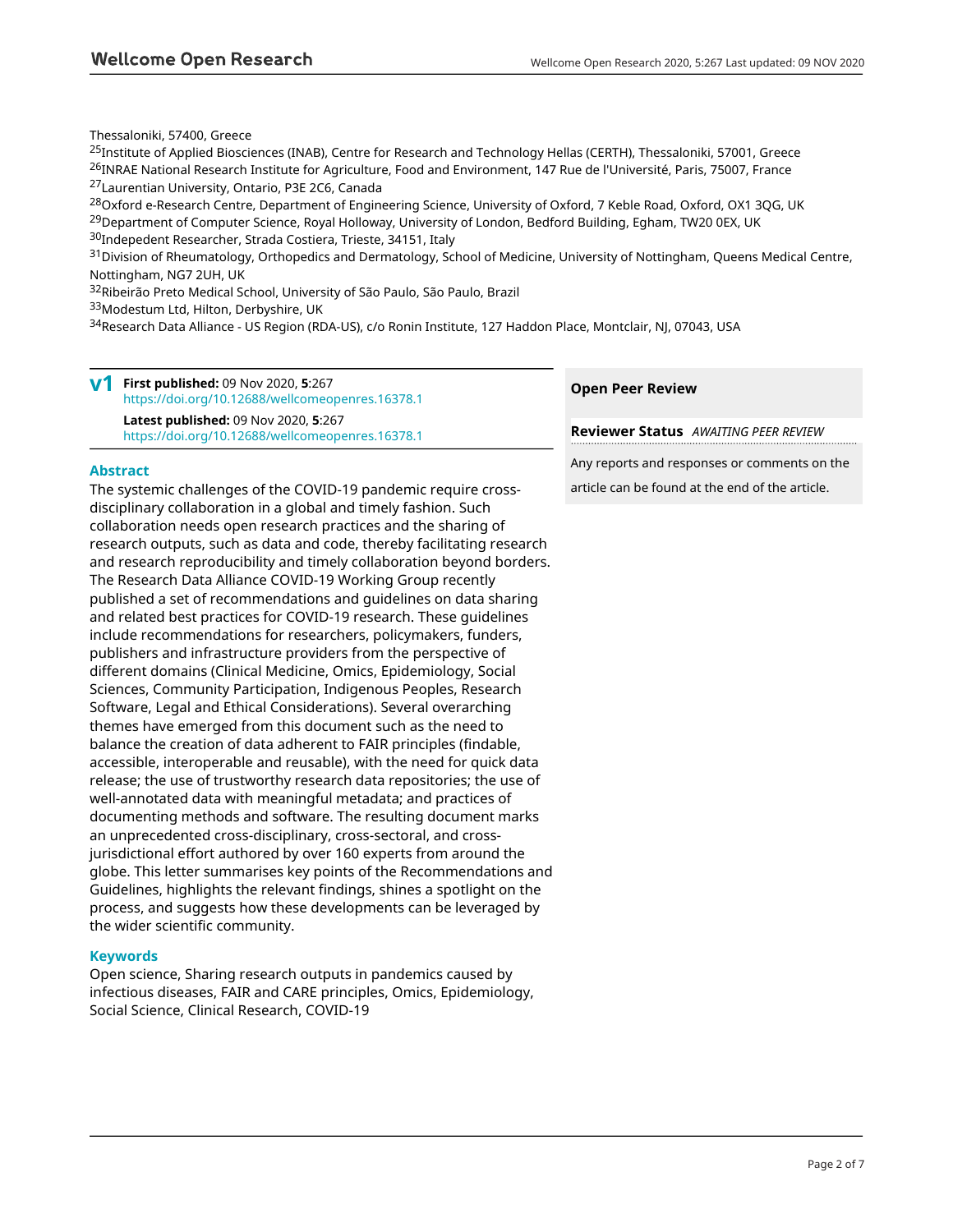Thessaloniki, 57400, Greece

[25]Institute of Applied Biosciences (INAB), Centre for Research and Technology Hellas (CERTH), Thessaloniki, 57001, Greece

[26]INRAE National Research Institute for Agriculture, Food and Environment, 147 Rue de l'Université, Paris, 75007, France

[27]Laurentian University, Ontario, P3E 2C6, Canada

[28]Oxford e-Research Centre, Department of Engineering Science, University of Oxford, 7 Keble Road, Oxford, OX1 3QG, UK

[29]Department of Computer Science, Royal Holloway, University of London, Bedford Building, Egham, TW20 0EX, UK

[30]Indepedent Researcher, Strada Costiera, Trieste, 34151, Italy

[31]Division of Rheumatology, Orthopedics and Dermatology, School of Medicine, University of Nottingham, Queens Medical Centre, Nottingham, NG7 2UH, UK

[32]Ribeirão Preto Medical School, University of São Paulo, São Paulo, Brazil

[33]Modestum Ltd, Hilton, Derbyshire, UK

[34]Research Data Alliance - US Region (RDA-US), c/o Ronin Institute, 127 Haddon Place, Montclair, NJ, 07043, USA

**v1** **First published:** 09 Nov 2020, **5**:267
https://doi.org/10.12688/wellcomeopenres.16378.1

**Latest published:** 09 Nov 2020, **5**:267
https://doi.org/10.12688/wellcomeopenres.16378.1

## Abstract

The systemic challenges of the COVID-19 pandemic require cross-disciplinary collaboration in a global and timely fashion. Such collaboration needs open research practices and the sharing of research outputs, such as data and code, thereby facilitating research and research reproducibility and timely collaboration beyond borders. The Research Data Alliance COVID-19 Working Group recently published a set of recommendations and guidelines on data sharing and related best practices for COVID-19 research. These guidelines include recommendations for researchers, policymakers, funders, publishers and infrastructure providers from the perspective of different domains (Clinical Medicine, Omics, Epidemiology, Social Sciences, Community Participation, Indigenous Peoples, Research Software, Legal and Ethical Considerations). Several overarching themes have emerged from this document such as the need to balance the creation of data adherent to FAIR principles (findable, accessible, interoperable and reusable), with the need for quick data release; the use of trustworthy research data repositories; the use of well-annotated data with meaningful metadata; and practices of documenting methods and software. The resulting document marks an unprecedented cross-disciplinary, cross-sectoral, and cross-jurisdictional effort authored by over 160 experts from around the globe. This letter summarises key points of the Recommendations and Guidelines, highlights the relevant findings, shines a spotlight on the process, and suggests how these developments can be leveraged by the wider scientific community.

## Keywords

Open science, Sharing research outputs in pandemics caused by infectious diseases, FAIR and CARE principles, Omics, Epidemiology, Social Science, Clinical Research, COVID-19

**Open Peer Review**

**Reviewer Status** *AWAITING PEER REVIEW*

Any reports and responses or comments on the article can be found at the end of the article.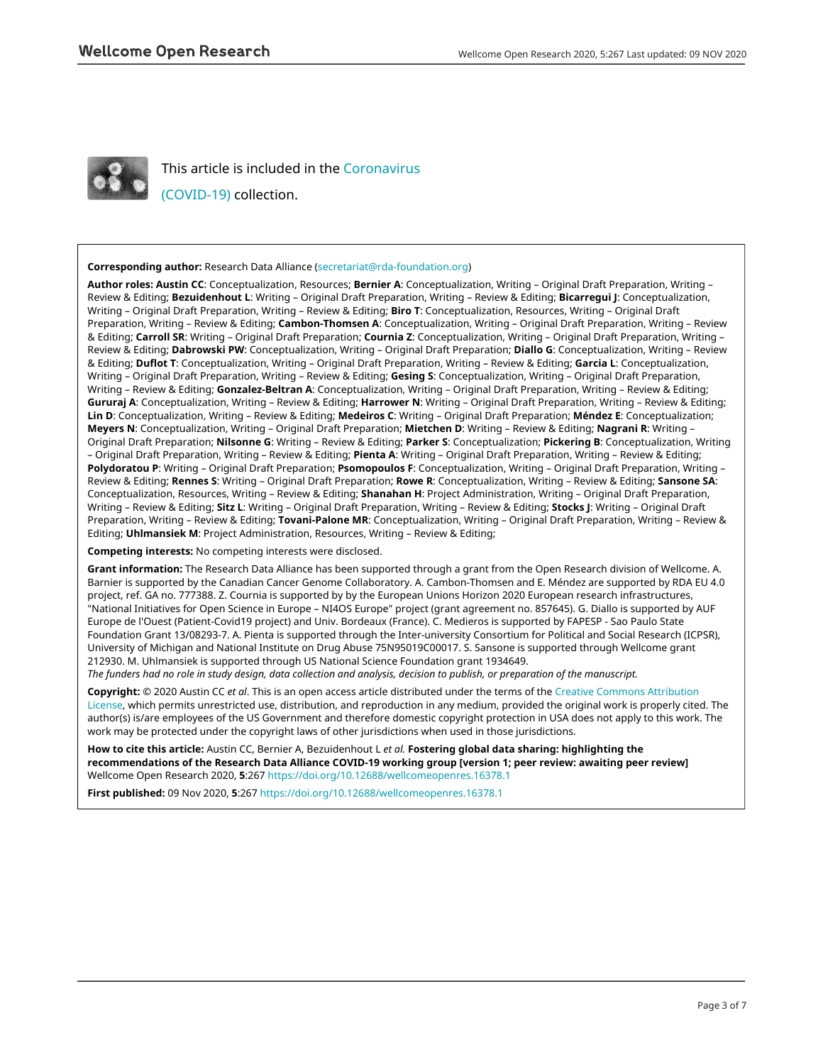This article is included in the Coronavirus (COVID-19) collection.

**Corresponding author:** Research Data Alliance (secretariat@rda-foundation.org)

**Author roles: Austin CC**: Conceptualization, Resources; **Bernier A**: Conceptualization, Writing – Original Draft Preparation, Writing – Review & Editing; **Bezuidenhout L**: Writing – Original Draft Preparation, Writing – Review & Editing; **Bicarregui J**: Conceptualization, Writing – Original Draft Preparation, Writing – Review & Editing; **Biro T**: Conceptualization, Resources, Writing – Original Draft Preparation, Writing – Review & Editing; **Cambon-Thomsen A**: Conceptualization, Writing – Original Draft Preparation, Writing – Review & Editing; **Carroll SR**: Writing – Original Draft Preparation; **Cournia Z**: Conceptualization, Writing – Original Draft Preparation, Writing – Review & Editing; **Dabrowski PW**: Conceptualization, Writing – Original Draft Preparation; **Diallo G**: Conceptualization, Writing – Review & Editing; **Duflot T**: Conceptualization, Writing – Original Draft Preparation, Writing – Review & Editing; **Garcia L**: Conceptualization, Writing – Original Draft Preparation, Writing – Review & Editing; **Gesing S**: Conceptualization, Writing – Original Draft Preparation, Writing – Review & Editing; **Gonzalez-Beltran A**: Conceptualization, Writing – Original Draft Preparation, Writing – Review & Editing; **Gururaj A**: Conceptualization, Writing – Review & Editing; **Harrower N**: Writing – Original Draft Preparation, Writing – Review & Editing; **Lin D**: Conceptualization, Writing – Review & Editing; **Medeiros C**: Writing – Original Draft Preparation; **Méndez E**: Conceptualization; **Meyers N**: Conceptualization, Writing – Original Draft Preparation; **Mietchen D**: Writing – Review & Editing; **Nagrani R**: Writing – Original Draft Preparation; **Nilsonne G**: Writing – Review & Editing; **Parker S**: Conceptualization; **Pickering B**: Conceptualization, Writing – Original Draft Preparation, Writing – Review & Editing; **Pienta A**: Writing – Original Draft Preparation, Writing – Review & Editing; **Polydoratou P**: Writing – Original Draft Preparation; **Psomopoulos F**: Conceptualization, Writing – Original Draft Preparation, Writing – Review & Editing; **Rennes S**: Writing – Original Draft Preparation; **Rowe R**: Conceptualization, Writing – Review & Editing; **Sansone SA**: Conceptualization, Resources, Writing – Review & Editing; **Shanahan H**: Project Administration, Writing – Original Draft Preparation, Writing – Review & Editing; **Sitz L**: Writing – Original Draft Preparation, Writing – Review & Editing; **Stocks J**: Writing – Original Draft Preparation, Writing – Review & Editing; **Tovani-Palone MR**: Conceptualization, Writing – Original Draft Preparation, Writing – Review & Editing; **Uhlmansiek M**: Project Administration, Resources, Writing – Review & Editing;

**Competing interests:** No competing interests were disclosed.

**Grant information:** The Research Data Alliance has been supported through a grant from the Open Research division of Wellcome. A. Barnier is supported by the Canadian Cancer Genome Collaboratory. A. Cambon-Thomsen and E. Méndez are supported by RDA EU 4.0 project, ref. GA no. 777388. Z. Cournia is supported by by the European Unions Horizon 2020 European research infrastructures, "National Initiatives for Open Science in Europe – NI4OS Europe" project (grant agreement no. 857645). G. Diallo is supported by AUF Europe de l'Ouest (Patient-Covid19 project) and Univ. Bordeaux (France). C. Medieros is supported by FAPESP - Sao Paulo State Foundation Grant 13/08293-7. A. Pienta is supported through the Inter-university Consortium for Political and Social Research (ICPSR), University of Michigan and National Institute on Drug Abuse 75N95019C00017. S. Sansone is supported through Wellcome grant 212930. M. Uhlmansiek is supported through US National Science Foundation grant 1934649.
*The funders had no role in study design, data collection and analysis, decision to publish, or preparation of the manuscript.*

**Copyright:** © 2020 Austin CC *et al*. This is an open access article distributed under the terms of the Creative Commons Attribution License, which permits unrestricted use, distribution, and reproduction in any medium, provided the original work is properly cited. The author(s) is/are employees of the US Government and therefore domestic copyright protection in USA does not apply to this work. The work may be protected under the copyright laws of other jurisdictions when used in those jurisdictions.

**How to cite this article:** Austin CC, Bernier A, Bezuidenhout L *et al.* **Fostering global data sharing: highlighting the recommendations of the Research Data Alliance COVID-19 working group [version 1; peer review: awaiting peer review]** Wellcome Open Research 2020, **5**:267 https://doi.org/10.12688/wellcomeopenres.16378.1

**First published:** 09 Nov 2020, **5**:267 https://doi.org/10.12688/wellcomeopenres.16378.1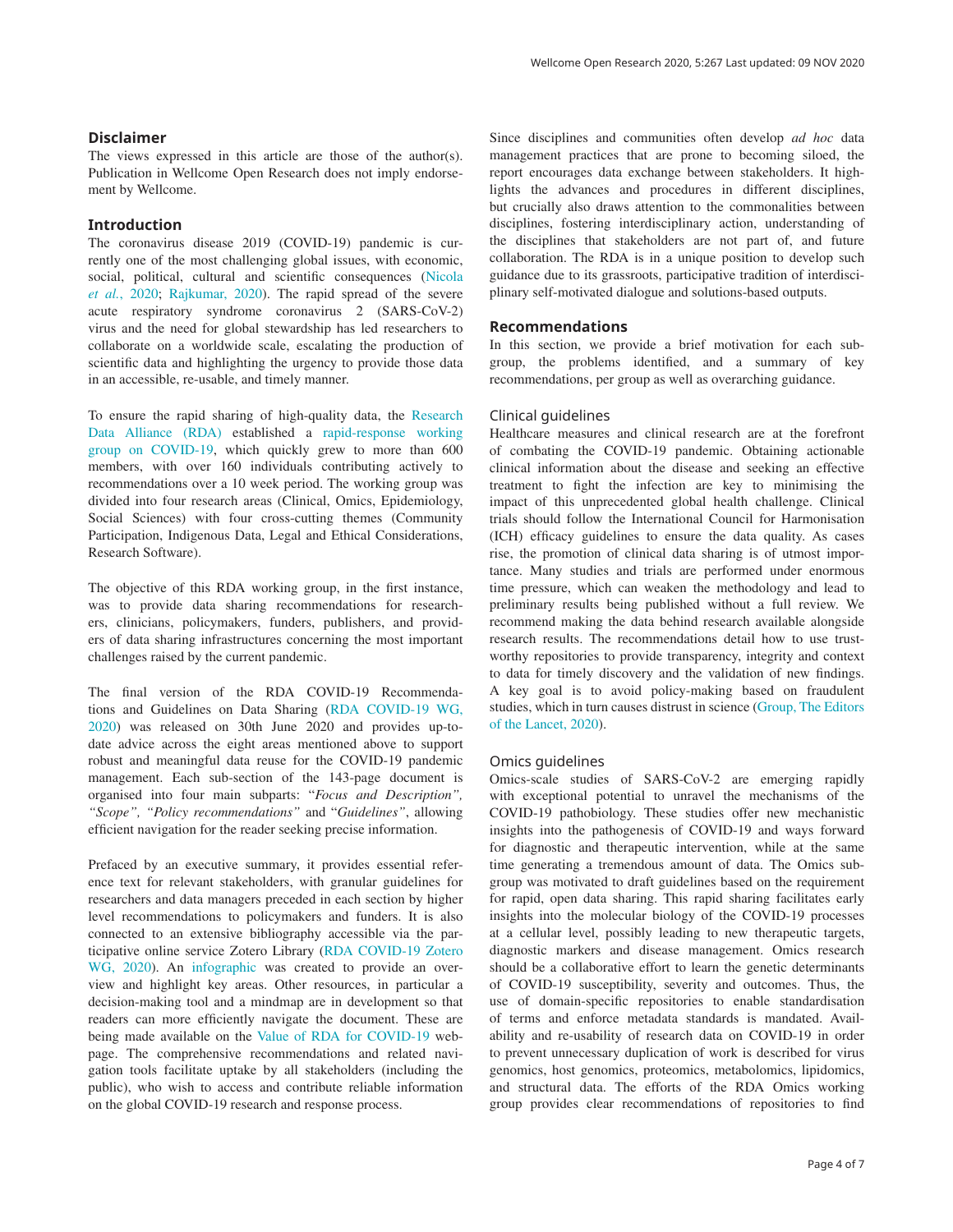## Disclaimer

The views expressed in this article are those of the author(s). Publication in Wellcome Open Research does not imply endorsement by Wellcome.

## Introduction

The coronavirus disease 2019 (COVID-19) pandemic is currently one of the most challenging global issues, with economic, social, political, cultural and scientific consequences (Nicola *et al.*, 2020; Rajkumar, 2020). The rapid spread of the severe acute respiratory syndrome coronavirus 2 (SARS-CoV-2) virus and the need for global stewardship has led researchers to collaborate on a worldwide scale, escalating the production of scientific data and highlighting the urgency to provide those data in an accessible, re-usable, and timely manner.

To ensure the rapid sharing of high-quality data, the Research Data Alliance (RDA) established a rapid-response working group on COVID-19, which quickly grew to more than 600 members, with over 160 individuals contributing actively to recommendations over a 10 week period. The working group was divided into four research areas (Clinical, Omics, Epidemiology, Social Sciences) with four cross-cutting themes (Community Participation, Indigenous Data, Legal and Ethical Considerations, Research Software).

The objective of this RDA working group, in the first instance, was to provide data sharing recommendations for researchers, clinicians, policymakers, funders, publishers, and providers of data sharing infrastructures concerning the most important challenges raised by the current pandemic.

The final version of the RDA COVID-19 Recommendations and Guidelines on Data Sharing (RDA COVID-19 WG, 2020) was released on 30th June 2020 and provides up-to-date advice across the eight areas mentioned above to support robust and meaningful data reuse for the COVID-19 pandemic management. Each sub-section of the 143-page document is organised into four main subparts: "*Focus and Description", "Scope", "Policy recommendations"* and "*Guidelines"*, allowing efficient navigation for the reader seeking precise information.

Prefaced by an executive summary, it provides essential reference text for relevant stakeholders, with granular guidelines for researchers and data managers preceded in each section by higher level recommendations to policymakers and funders. It is also connected to an extensive bibliography accessible via the participative online service Zotero Library (RDA COVID-19 Zotero WG, 2020). An infographic was created to provide an overview and highlight key areas. Other resources, in particular a decision-making tool and a mindmap are in development so that readers can more efficiently navigate the document. These are being made available on the Value of RDA for COVID-19 webpage. The comprehensive recommendations and related navigation tools facilitate uptake by all stakeholders (including the public), who wish to access and contribute reliable information on the global COVID-19 research and response process.

Since disciplines and communities often develop *ad hoc* data management practices that are prone to becoming siloed, the report encourages data exchange between stakeholders. It highlights the advances and procedures in different disciplines, but crucially also draws attention to the commonalities between disciplines, fostering interdisciplinary action, understanding of the disciplines that stakeholders are not part of, and future collaboration. The RDA is in a unique position to develop such guidance due to its grassroots, participative tradition of interdisciplinary self-motivated dialogue and solutions-based outputs.

## Recommendations

In this section, we provide a brief motivation for each subgroup, the problems identified, and a summary of key recommendations, per group as well as overarching guidance.

### Clinical guidelines

Healthcare measures and clinical research are at the forefront of combating the COVID-19 pandemic. Obtaining actionable clinical information about the disease and seeking an effective treatment to fight the infection are key to minimising the impact of this unprecedented global health challenge. Clinical trials should follow the International Council for Harmonisation (ICH) efficacy guidelines to ensure the data quality. As cases rise, the promotion of clinical data sharing is of utmost importance. Many studies and trials are performed under enormous time pressure, which can weaken the methodology and lead to preliminary results being published without a full review. We recommend making the data behind research available alongside research results. The recommendations detail how to use trustworthy repositories to provide transparency, integrity and context to data for timely discovery and the validation of new findings. A key goal is to avoid policy-making based on fraudulent studies, which in turn causes distrust in science (Group, The Editors of the Lancet, 2020).

### Omics guidelines

Omics-scale studies of SARS-CoV-2 are emerging rapidly with exceptional potential to unravel the mechanisms of the COVID-19 pathobiology. These studies offer new mechanistic insights into the pathogenesis of COVID-19 and ways forward for diagnostic and therapeutic intervention, while at the same time generating a tremendous amount of data. The Omics subgroup was motivated to draft guidelines based on the requirement for rapid, open data sharing. This rapid sharing facilitates early insights into the molecular biology of the COVID-19 processes at a cellular level, possibly leading to new therapeutic targets, diagnostic markers and disease management. Omics research should be a collaborative effort to learn the genetic determinants of COVID-19 susceptibility, severity and outcomes. Thus, the use of domain-specific repositories to enable standardisation of terms and enforce metadata standards is mandated. Availability and re-usability of research data on COVID-19 in order to prevent unnecessary duplication of work is described for virus genomics, host genomics, proteomics, metabolomics, lipidomics, and structural data. The efforts of the RDA Omics working group provides clear recommendations of repositories to find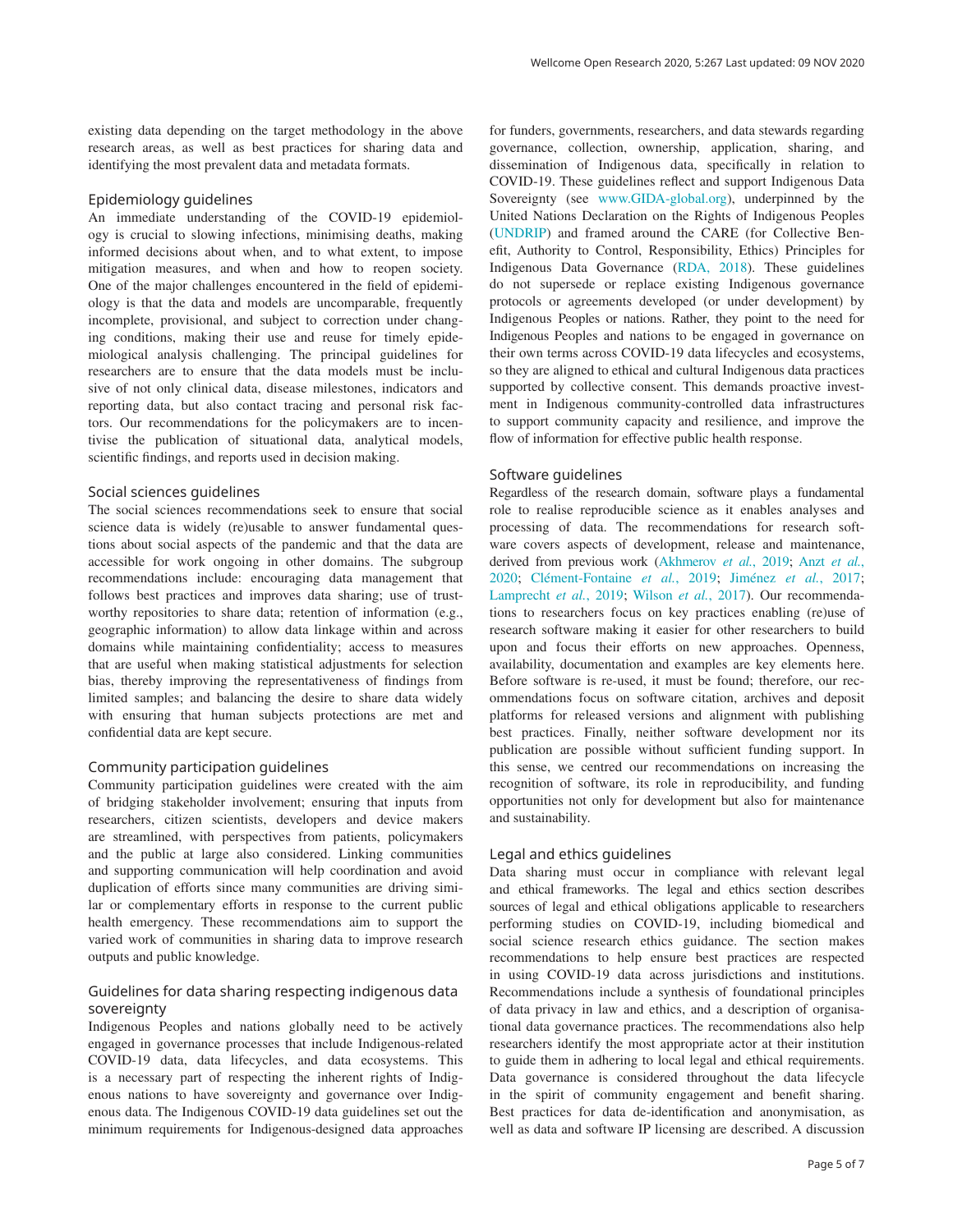existing data depending on the target methodology in the above research areas, as well as best practices for sharing data and identifying the most prevalent data and metadata formats.

### Epidemiology guidelines

An immediate understanding of the COVID-19 epidemiology is crucial to slowing infections, minimising deaths, making informed decisions about when, and to what extent, to impose mitigation measures, and when and how to reopen society. One of the major challenges encountered in the field of epidemiology is that the data and models are uncomparable, frequently incomplete, provisional, and subject to correction under changing conditions, making their use and reuse for timely epidemiological analysis challenging. The principal guidelines for researchers are to ensure that the data models must be inclusive of not only clinical data, disease milestones, indicators and reporting data, but also contact tracing and personal risk factors. Our recommendations for the policymakers are to incentivise the publication of situational data, analytical models, scientific findings, and reports used in decision making.

### Social sciences guidelines

The social sciences recommendations seek to ensure that social science data is widely (re)usable to answer fundamental questions about social aspects of the pandemic and that the data are accessible for work ongoing in other domains. The subgroup recommendations include: encouraging data management that follows best practices and improves data sharing; use of trustworthy repositories to share data; retention of information (e.g., geographic information) to allow data linkage within and across domains while maintaining confidentiality; access to measures that are useful when making statistical adjustments for selection bias, thereby improving the representativeness of findings from limited samples; and balancing the desire to share data widely with ensuring that human subjects protections are met and confidential data are kept secure.

### Community participation guidelines

Community participation guidelines were created with the aim of bridging stakeholder involvement; ensuring that inputs from researchers, citizen scientists, developers and device makers are streamlined, with perspectives from patients, policymakers and the public at large also considered. Linking communities and supporting communication will help coordination and avoid duplication of efforts since many communities are driving similar or complementary efforts in response to the current public health emergency. These recommendations aim to support the varied work of communities in sharing data to improve research outputs and public knowledge.

### Guidelines for data sharing respecting indigenous data sovereignty

Indigenous Peoples and nations globally need to be actively engaged in governance processes that include Indigenous-related COVID-19 data, data lifecycles, and data ecosystems. This is a necessary part of respecting the inherent rights of Indigenous nations to have sovereignty and governance over Indigenous data. The Indigenous COVID-19 data guidelines set out the minimum requirements for Indigenous-designed data approaches for funders, governments, researchers, and data stewards regarding governance, collection, ownership, application, sharing, and dissemination of Indigenous data, specifically in relation to COVID-19. These guidelines reflect and support Indigenous Data Sovereignty (see www.GIDA-global.org), underpinned by the United Nations Declaration on the Rights of Indigenous Peoples (UNDRIP) and framed around the CARE (for Collective Benefit, Authority to Control, Responsibility, Ethics) Principles for Indigenous Data Governance (RDA, 2018). These guidelines do not supersede or replace existing Indigenous governance protocols or agreements developed (or under development) by Indigenous Peoples or nations. Rather, they point to the need for Indigenous Peoples and nations to be engaged in governance on their own terms across COVID-19 data lifecycles and ecosystems, so they are aligned to ethical and cultural Indigenous data practices supported by collective consent. This demands proactive investment in Indigenous community-controlled data infrastructures to support community capacity and resilience, and improve the flow of information for effective public health response.

### Software guidelines

Regardless of the research domain, software plays a fundamental role to realise reproducible science as it enables analyses and processing of data. The recommendations for research software covers aspects of development, release and maintenance, derived from previous work (Akhmerov *et al.*, 2019; Anzt *et al.*, 2020; Clément-Fontaine *et al.*, 2019; Jiménez *et al.*, 2017; Lamprecht *et al.*, 2019; Wilson *et al.*, 2017). Our recommendations to researchers focus on key practices enabling (re)use of research software making it easier for other researchers to build upon and focus their efforts on new approaches. Openness, availability, documentation and examples are key elements here. Before software is re-used, it must be found; therefore, our recommendations focus on software citation, archives and deposit platforms for released versions and alignment with publishing best practices. Finally, neither software development nor its publication are possible without sufficient funding support. In this sense, we centred our recommendations on increasing the recognition of software, its role in reproducibility, and funding opportunities not only for development but also for maintenance and sustainability.

### Legal and ethics guidelines

Data sharing must occur in compliance with relevant legal and ethical frameworks. The legal and ethics section describes sources of legal and ethical obligations applicable to researchers performing studies on COVID-19, including biomedical and social science research ethics guidance. The section makes recommendations to help ensure best practices are respected in using COVID-19 data across jurisdictions and institutions. Recommendations include a synthesis of foundational principles of data privacy in law and ethics, and a description of organisational data governance practices. The recommendations also help researchers identify the most appropriate actor at their institution to guide them in adhering to local legal and ethical requirements. Data governance is considered throughout the data lifecycle in the spirit of community engagement and benefit sharing. Best practices for data de-identification and anonymisation, as well as data and software IP licensing are described. A discussion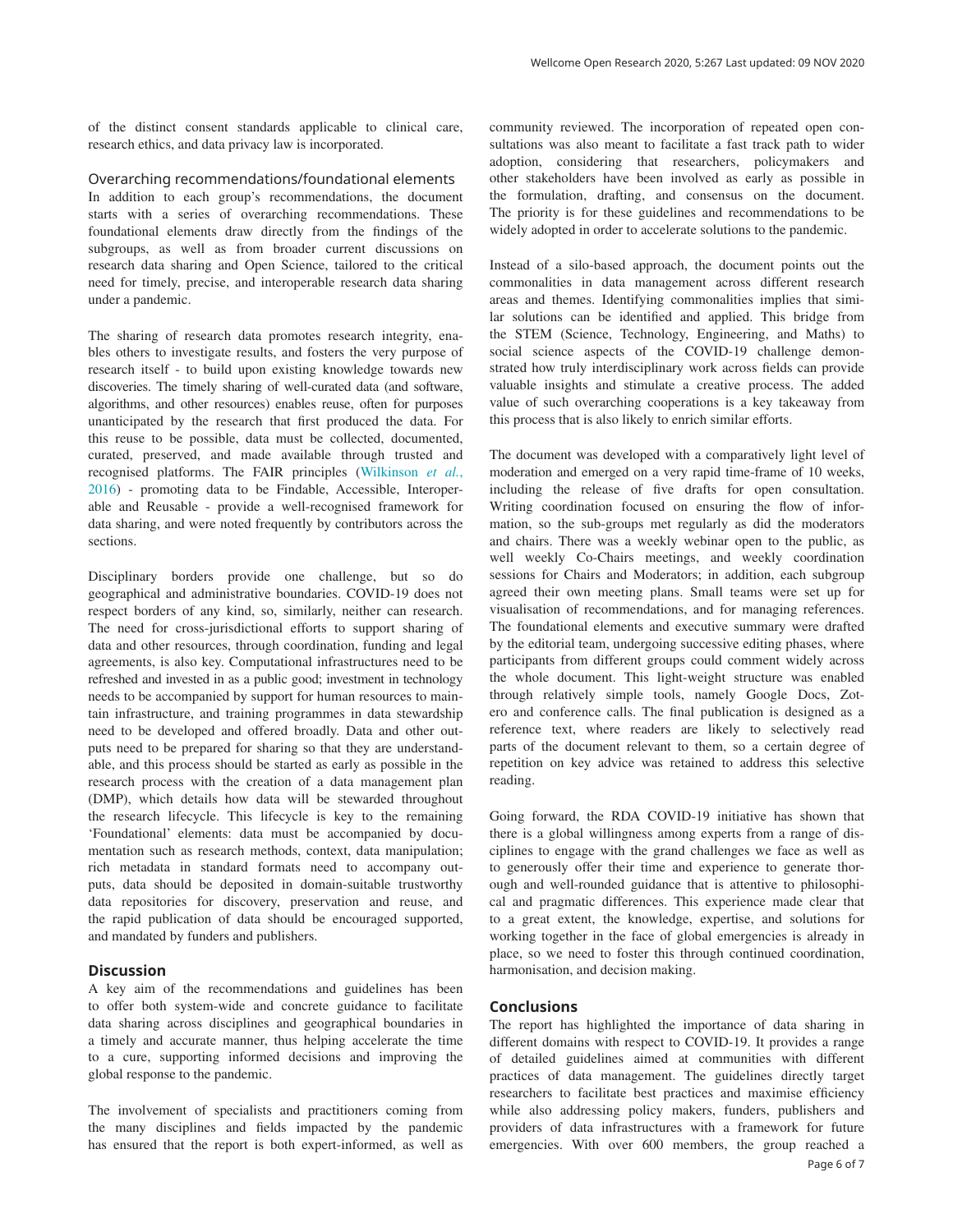of the distinct consent standards applicable to clinical care, research ethics, and data privacy law is incorporated.

### Overarching recommendations/foundational elements

In addition to each group's recommendations, the document starts with a series of overarching recommendations. These foundational elements draw directly from the findings of the subgroups, as well as from broader current discussions on research data sharing and Open Science, tailored to the critical need for timely, precise, and interoperable research data sharing under a pandemic.

The sharing of research data promotes research integrity, enables others to investigate results, and fosters the very purpose of research itself - to build upon existing knowledge towards new discoveries. The timely sharing of well-curated data (and software, algorithms, and other resources) enables reuse, often for purposes unanticipated by the research that first produced the data. For this reuse to be possible, data must be collected, documented, curated, preserved, and made available through trusted and recognised platforms. The FAIR principles (Wilkinson *et al.*, 2016) - promoting data to be Findable, Accessible, Interoperable and Reusable - provide a well-recognised framework for data sharing, and were noted frequently by contributors across the sections.

Disciplinary borders provide one challenge, but so do geographical and administrative boundaries. COVID-19 does not respect borders of any kind, so, similarly, neither can research. The need for cross-jurisdictional efforts to support sharing of data and other resources, through coordination, funding and legal agreements, is also key. Computational infrastructures need to be refreshed and invested in as a public good; investment in technology needs to be accompanied by support for human resources to maintain infrastructure, and training programmes in data stewardship need to be developed and offered broadly. Data and other outputs need to be prepared for sharing so that they are understandable, and this process should be started as early as possible in the research process with the creation of a data management plan (DMP), which details how data will be stewarded throughout the research lifecycle. This lifecycle is key to the remaining 'Foundational' elements: data must be accompanied by documentation such as research methods, context, data manipulation; rich metadata in standard formats need to accompany outputs, data should be deposited in domain-suitable trustworthy data repositories for discovery, preservation and reuse, and the rapid publication of data should be encouraged supported, and mandated by funders and publishers.

## Discussion

A key aim of the recommendations and guidelines has been to offer both system-wide and concrete guidance to facilitate data sharing across disciplines and geographical boundaries in a timely and accurate manner, thus helping accelerate the time to a cure, supporting informed decisions and improving the global response to the pandemic.

The involvement of specialists and practitioners coming from the many disciplines and fields impacted by the pandemic has ensured that the report is both expert-informed, as well as community reviewed. The incorporation of repeated open consultations was also meant to facilitate a fast track path to wider adoption, considering that researchers, policymakers and other stakeholders have been involved as early as possible in the formulation, drafting, and consensus on the document. The priority is for these guidelines and recommendations to be widely adopted in order to accelerate solutions to the pandemic.

Instead of a silo-based approach, the document points out the commonalities in data management across different research areas and themes. Identifying commonalities implies that similar solutions can be identified and applied. This bridge from the STEM (Science, Technology, Engineering, and Maths) to social science aspects of the COVID-19 challenge demonstrated how truly interdisciplinary work across fields can provide valuable insights and stimulate a creative process. The added value of such overarching cooperations is a key takeaway from this process that is also likely to enrich similar efforts.

The document was developed with a comparatively light level of moderation and emerged on a very rapid time-frame of 10 weeks, including the release of five drafts for open consultation. Writing coordination focused on ensuring the flow of information, so the sub-groups met regularly as did the moderators and chairs. There was a weekly webinar open to the public, as well weekly Co-Chairs meetings, and weekly coordination sessions for Chairs and Moderators; in addition, each subgroup agreed their own meeting plans. Small teams were set up for visualisation of recommendations, and for managing references. The foundational elements and executive summary were drafted by the editorial team, undergoing successive editing phases, where participants from different groups could comment widely across the whole document. This light-weight structure was enabled through relatively simple tools, namely Google Docs, Zotero and conference calls. The final publication is designed as a reference text, where readers are likely to selectively read parts of the document relevant to them, so a certain degree of repetition on key advice was retained to address this selective reading.

Going forward, the RDA COVID-19 initiative has shown that there is a global willingness among experts from a range of disciplines to engage with the grand challenges we face as well as to generously offer their time and experience to generate thorough and well-rounded guidance that is attentive to philosophical and pragmatic differences. This experience made clear that to a great extent, the knowledge, expertise, and solutions for working together in the face of global emergencies is already in place, so we need to foster this through continued coordination, harmonisation, and decision making.

## Conclusions

The report has highlighted the importance of data sharing in different domains with respect to COVID-19. It provides a range of detailed guidelines aimed at communities with different practices of data management. The guidelines directly target researchers to facilitate best practices and maximise efficiency while also addressing policy makers, funders, publishers and providers of data infrastructures with a framework for future emergencies. With over 600 members, the group reached a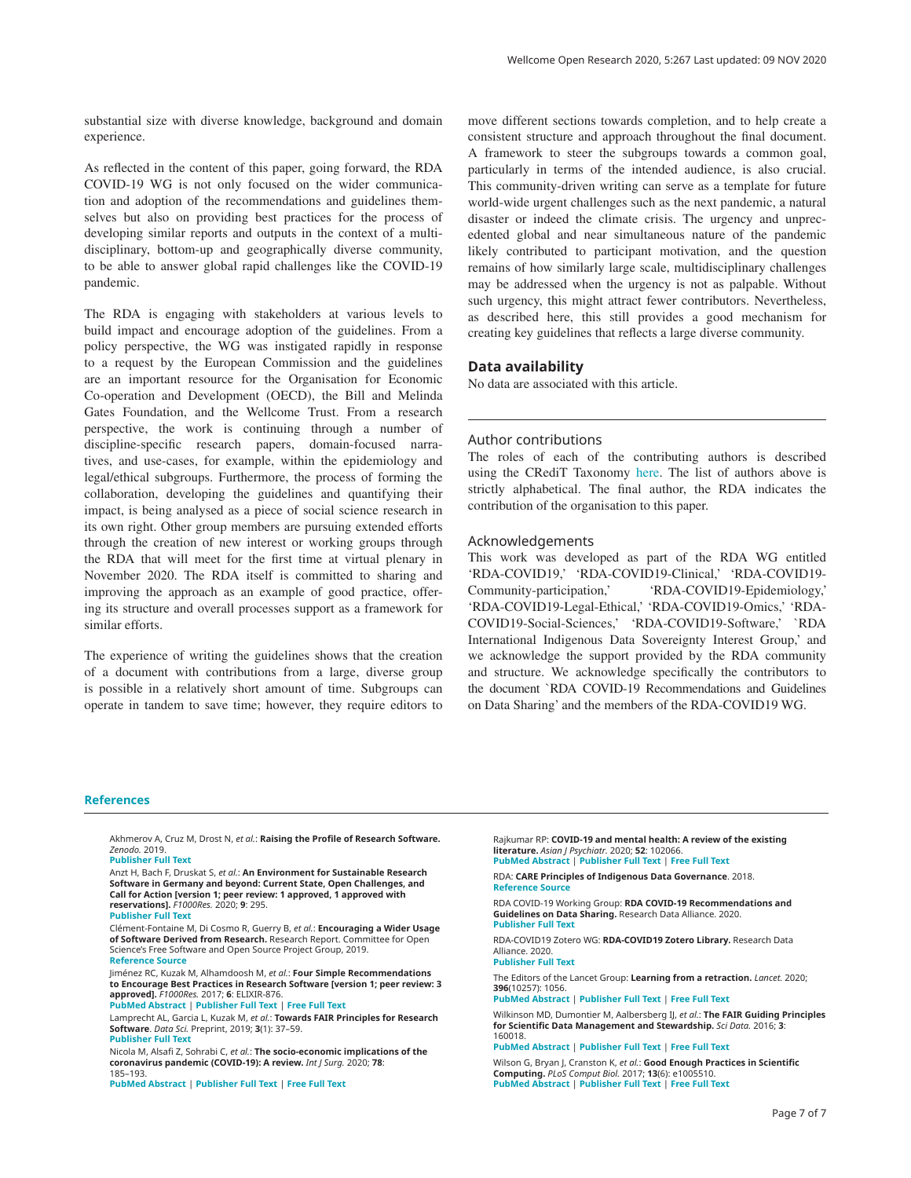substantial size with diverse knowledge, background and domain experience.

As reflected in the content of this paper, going forward, the RDA COVID-19 WG is not only focused on the wider communication and adoption of the recommendations and guidelines themselves but also on providing best practices for the process of developing similar reports and outputs in the context of a multi-disciplinary, bottom-up and geographically diverse community, to be able to answer global rapid challenges like the COVID-19 pandemic.

The RDA is engaging with stakeholders at various levels to build impact and encourage adoption of the guidelines. From a policy perspective, the WG was instigated rapidly in response to a request by the European Commission and the guidelines are an important resource for the Organisation for Economic Co-operation and Development (OECD), the Bill and Melinda Gates Foundation, and the Wellcome Trust. From a research perspective, the work is continuing through a number of discipline-specific research papers, domain-focused narratives, and use-cases, for example, within the epidemiology and legal/ethical subgroups. Furthermore, the process of forming the collaboration, developing the guidelines and quantifying their impact, is being analysed as a piece of social science research in its own right. Other group members are pursuing extended efforts through the creation of new interest or working groups through the RDA that will meet for the first time at virtual plenary in November 2020. The RDA itself is committed to sharing and improving the approach as an example of good practice, offering its structure and overall processes support as a framework for similar efforts.

The experience of writing the guidelines shows that the creation of a document with contributions from a large, diverse group is possible in a relatively short amount of time. Subgroups can operate in tandem to save time; however, they require editors to move different sections towards completion, and to help create a consistent structure and approach throughout the final document. A framework to steer the subgroups towards a common goal, particularly in terms of the intended audience, is also crucial. This community-driven writing can serve as a template for future world-wide urgent challenges such as the next pandemic, a natural disaster or indeed the climate crisis. The urgency and unprecedented global and near simultaneous nature of the pandemic likely contributed to participant motivation, and the question remains of how similarly large scale, multidisciplinary challenges may be addressed when the urgency is not as palpable. Without such urgency, this might attract fewer contributors. Nevertheless, as described here, this still provides a good mechanism for creating key guidelines that reflects a large diverse community.

## Data availability

No data are associated with this article.

## Author contributions

The roles of each of the contributing authors is described using the CRediT Taxonomy here. The list of authors above is strictly alphabetical. The final author, the RDA indicates the contribution of the organisation to this paper.

## Acknowledgements

This work was developed as part of the RDA WG entitled 'RDA-COVID19,' 'RDA-COVID19-Clinical,' 'RDA-COVID19-Community-participation,' 'RDA-COVID19-Epidemiology,' 'RDA-COVID19-Legal-Ethical,' 'RDA-COVID19-Omics,' 'RDA-COVID19-Social-Sciences,' 'RDA-COVID19-Software,' `RDA International Indigenous Data Sovereignty Interest Group,' and we acknowledge the support provided by the RDA community and structure. We acknowledge specifically the contributors to the document `RDA COVID-19 Recommendations and Guidelines on Data Sharing' and the members of the RDA-COVID19 WG.

## References

Akhmerov A, Cruz M, Drost N, *et al.*: **Raising the Profile of Research Software.** *Zenodo.* 2019.
Publisher Full Text

Anzt H, Bach F, Druskat S, *et al.*: **An Environment for Sustainable Research Software in Germany and beyond: Current State, Open Challenges, and Call for Action [version 1; peer review: 1 approved, 1 approved with reservations].** *F1000Res.* 2020; **9**: 295.
Publisher Full Text

Clément-Fontaine M, Di Cosmo R, Guerry B, *et al.*: **Encouraging a Wider Usage of Software Derived from Research.** Research Report. Committee for Open Science's Free Software and Open Source Project Group, 2019.
Reference Source

Jiménez RC, Kuzak M, Alhamdoosh M, *et al.*: **Four Simple Recommendations to Encourage Best Practices in Research Software [version 1; peer review: 3 approved].** *F1000Res.* 2017; **6**: ELIXIR-876.
PubMed Abstract | Publisher Full Text | Free Full Text

Lamprecht AL, Garcia L, Kuzak M, *et al.*: **Towards FAIR Principles for Research Software**. *Data Sci.* Preprint, 2019; **3**(1): 37–59.
Publisher Full Text

Nicola M, Alsafi Z, Sohrabi C, *et al.*: **The socio-economic implications of the coronavirus pandemic (COVID-19): A review.** *Int J Surg.* 2020; **78**: 185–193.
PubMed Abstract | Publisher Full Text | Free Full Text

Rajkumar RP: **COVID-19 and mental health: A review of the existing literature.** *Asian J Psychiatr.* 2020; **52**: 102066.
PubMed Abstract | Publisher Full Text | Free Full Text

RDA: **CARE Principles of Indigenous Data Governance**. 2018.
Reference Source

RDA COVID-19 Working Group: **RDA COVID-19 Recommendations and Guidelines on Data Sharing.** Research Data Alliance. 2020.
Publisher Full Text

RDA-COVID19 Zotero WG: **RDA-COVID19 Zotero Library.** Research Data Alliance. 2020.
Publisher Full Text

The Editors of the Lancet Group: **Learning from a retraction.** *Lancet.* 2020; **396**(10257): 1056.
PubMed Abstract | Publisher Full Text | Free Full Text

Wilkinson MD, Dumontier M, Aalbersberg IJ, *et al.*: **The FAIR Guiding Principles for Scientific Data Management and Stewardship.** *Sci Data.* 2016; **3**: 160018.
PubMed Abstract | Publisher Full Text | Free Full Text

Wilson G, Bryan J, Cranston K, *et al.*: **Good Enough Practices in Scientific Computing.** *PLoS Comput Biol.* 2017; **13**(6): e1005510.
PubMed Abstract | Publisher Full Text | Free Full Text